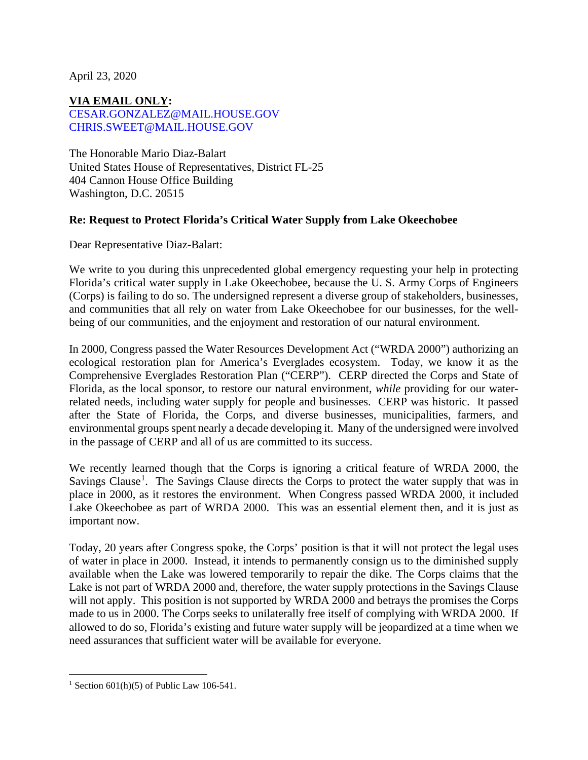April 23, 2020

**VIA EMAIL ONLY:**
CESAR.GONZALEZ@MAIL.HOUSE.GOV
CHRIS.SWEET@MAIL.HOUSE.GOV

The Honorable Mario Diaz-Balart
United States House of Representatives, District FL-25
404 Cannon House Office Building
Washington, D.C. 20515

**Re: Request to Protect Florida's Critical Water Supply from Lake Okeechobee**

Dear Representative Diaz-Balart:

We write to you during this unprecedented global emergency requesting your help in protecting Florida's critical water supply in Lake Okeechobee, because the U. S. Army Corps of Engineers (Corps) is failing to do so. The undersigned represent a diverse group of stakeholders, businesses, and communities that all rely on water from Lake Okeechobee for our businesses, for the well-being of our communities, and the enjoyment and restoration of our natural environment.

In 2000, Congress passed the Water Resources Development Act ("WRDA 2000") authorizing an ecological restoration plan for America's Everglades ecosystem. Today, we know it as the Comprehensive Everglades Restoration Plan ("CERP"). CERP directed the Corps and State of Florida, as the local sponsor, to restore our natural environment, *while* providing for our water-related needs, including water supply for people and businesses. CERP was historic. It passed after the State of Florida, the Corps, and diverse businesses, municipalities, farmers, and environmental groups spent nearly a decade developing it. Many of the undersigned were involved in the passage of CERP and all of us are committed to its success.

We recently learned though that the Corps is ignoring a critical feature of WRDA 2000, the Savings Clause[1]. The Savings Clause directs the Corps to protect the water supply that was in place in 2000, as it restores the environment. When Congress passed WRDA 2000, it included Lake Okeechobee as part of WRDA 2000. This was an essential element then, and it is just as important now.

Today, 20 years after Congress spoke, the Corps' position is that it will not protect the legal uses of water in place in 2000. Instead, it intends to permanently consign us to the diminished supply available when the Lake was lowered temporarily to repair the dike. The Corps claims that the Lake is not part of WRDA 2000 and, therefore, the water supply protections in the Savings Clause will not apply. This position is not supported by WRDA 2000 and betrays the promises the Corps made to us in 2000. The Corps seeks to unilaterally free itself of complying with WRDA 2000. If allowed to do so, Florida's existing and future water supply will be jeopardized at a time when we need assurances that sufficient water will be available for everyone.

[1] Section 601(h)(5) of Public Law 106-541.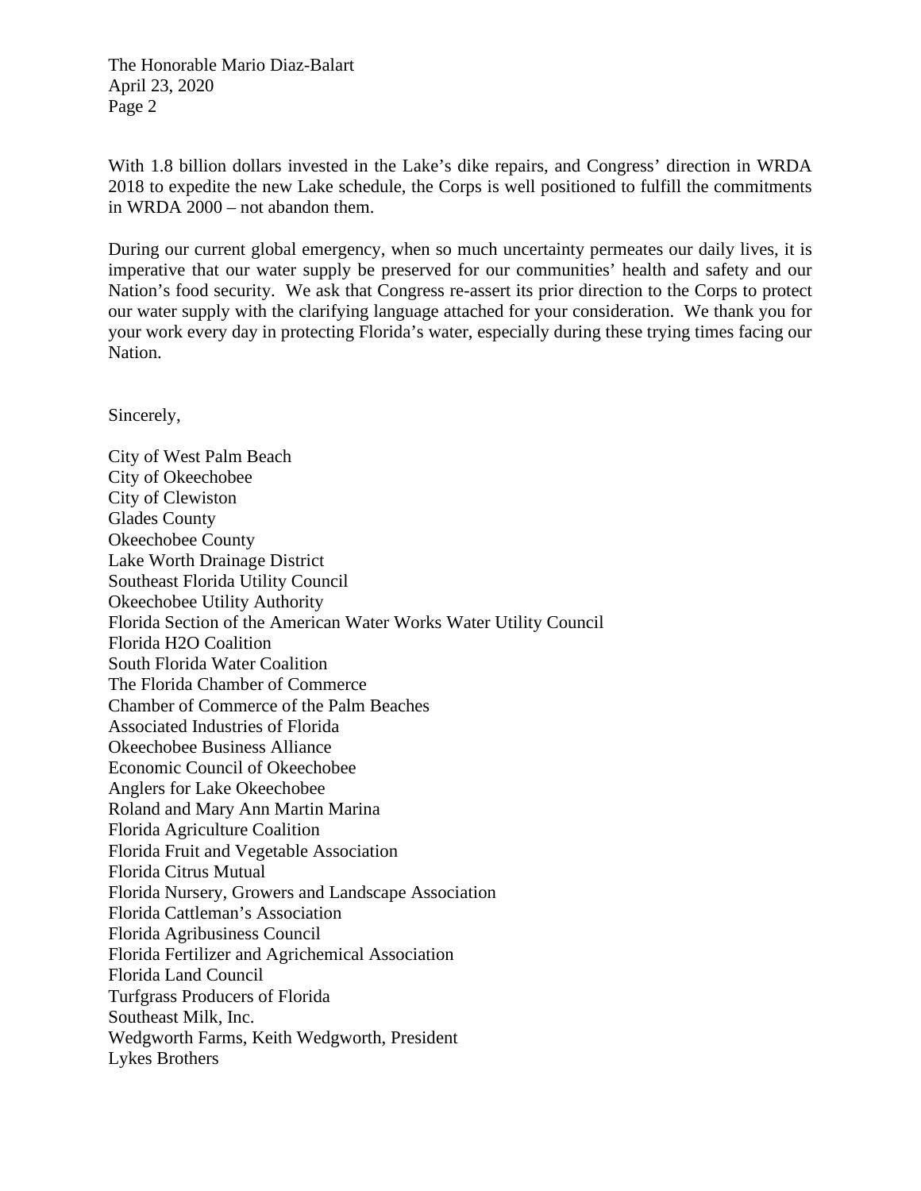With 1.8 billion dollars invested in the Lake's dike repairs, and Congress' direction in WRDA 2018 to expedite the new Lake schedule, the Corps is well positioned to fulfill the commitments in WRDA 2000 – not abandon them.

During our current global emergency, when so much uncertainty permeates our daily lives, it is imperative that our water supply be preserved for our communities' health and safety and our Nation's food security. We ask that Congress re-assert its prior direction to the Corps to protect our water supply with the clarifying language attached for your consideration. We thank you for your work every day in protecting Florida's water, especially during these trying times facing our Nation.

Sincerely,

City of West Palm Beach
City of Okeechobee
City of Clewiston
Glades County
Okeechobee County
Lake Worth Drainage District
Southeast Florida Utility Council
Okeechobee Utility Authority
Florida Section of the American Water Works Water Utility Council
Florida H2O Coalition
South Florida Water Coalition
The Florida Chamber of Commerce
Chamber of Commerce of the Palm Beaches
Associated Industries of Florida
Okeechobee Business Alliance
Economic Council of Okeechobee
Anglers for Lake Okeechobee
Roland and Mary Ann Martin Marina
Florida Agriculture Coalition
Florida Fruit and Vegetable Association
Florida Citrus Mutual
Florida Nursery, Growers and Landscape Association
Florida Cattleman's Association
Florida Agribusiness Council
Florida Fertilizer and Agrichemical Association
Florida Land Council
Turfgrass Producers of Florida
Southeast Milk, Inc.
Wedgworth Farms, Keith Wedgworth, President
Lykes Brothers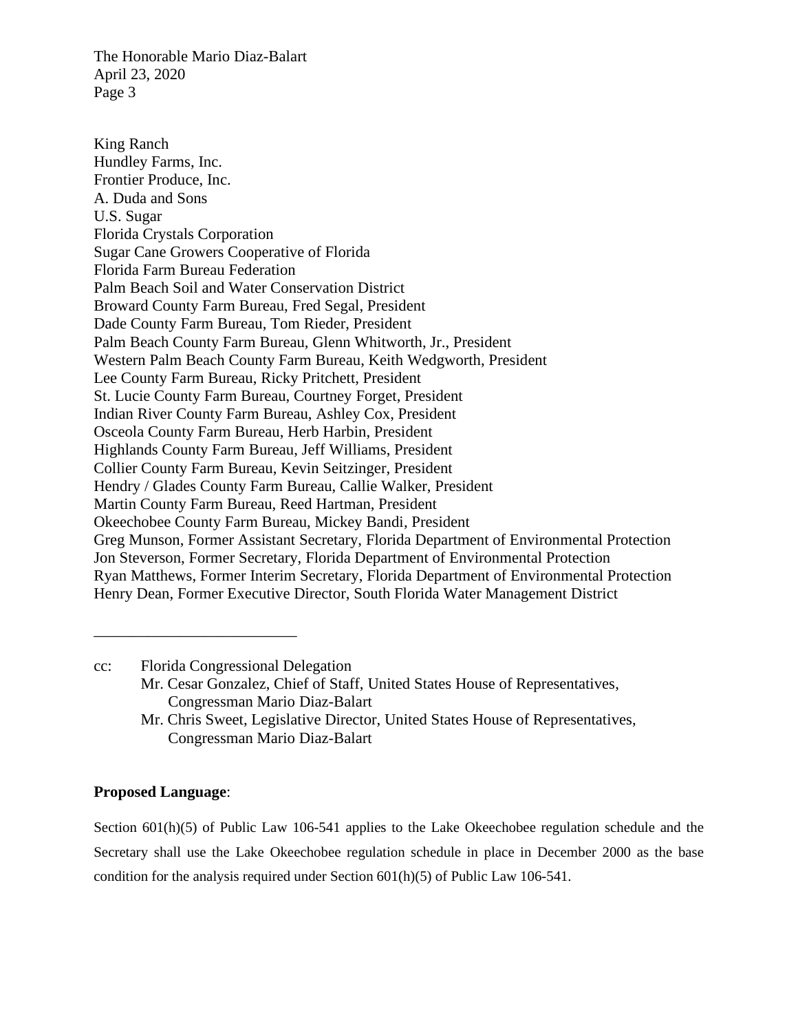King Ranch
Hundley Farms, Inc.
Frontier Produce, Inc.
A. Duda and Sons
U.S. Sugar
Florida Crystals Corporation
Sugar Cane Growers Cooperative of Florida
Florida Farm Bureau Federation
Palm Beach Soil and Water Conservation District
Broward County Farm Bureau, Fred Segal, President
Dade County Farm Bureau, Tom Rieder, President
Palm Beach County Farm Bureau, Glenn Whitworth, Jr., President
Western Palm Beach County Farm Bureau, Keith Wedgworth, President
Lee County Farm Bureau, Ricky Pritchett, President
St. Lucie County Farm Bureau, Courtney Forget, President
Indian River County Farm Bureau, Ashley Cox, President
Osceola County Farm Bureau, Herb Harbin, President
Highlands County Farm Bureau, Jeff Williams, President
Collier County Farm Bureau, Kevin Seitzinger, President
Hendry / Glades County Farm Bureau, Callie Walker, President
Martin County Farm Bureau, Reed Hartman, President
Okeechobee County Farm Bureau, Mickey Bandi, President
Greg Munson, Former Assistant Secretary, Florida Department of Environmental Protection
Jon Steverson, Former Secretary, Florida Department of Environmental Protection
Ryan Matthews, Former Interim Secretary, Florida Department of Environmental Protection
Henry Dean, Former Executive Director, South Florida Water Management District

---

cc: Florida Congressional Delegation
Mr. Cesar Gonzalez, Chief of Staff, United States House of Representatives, Congressman Mario Diaz-Balart
Mr. Chris Sweet, Legislative Director, United States House of Representatives, Congressman Mario Diaz-Balart

**Proposed Language**:

Section 601(h)(5) of Public Law 106-541 applies to the Lake Okeechobee regulation schedule and the Secretary shall use the Lake Okeechobee regulation schedule in place in December 2000 as the base condition for the analysis required under Section 601(h)(5) of Public Law 106-541.